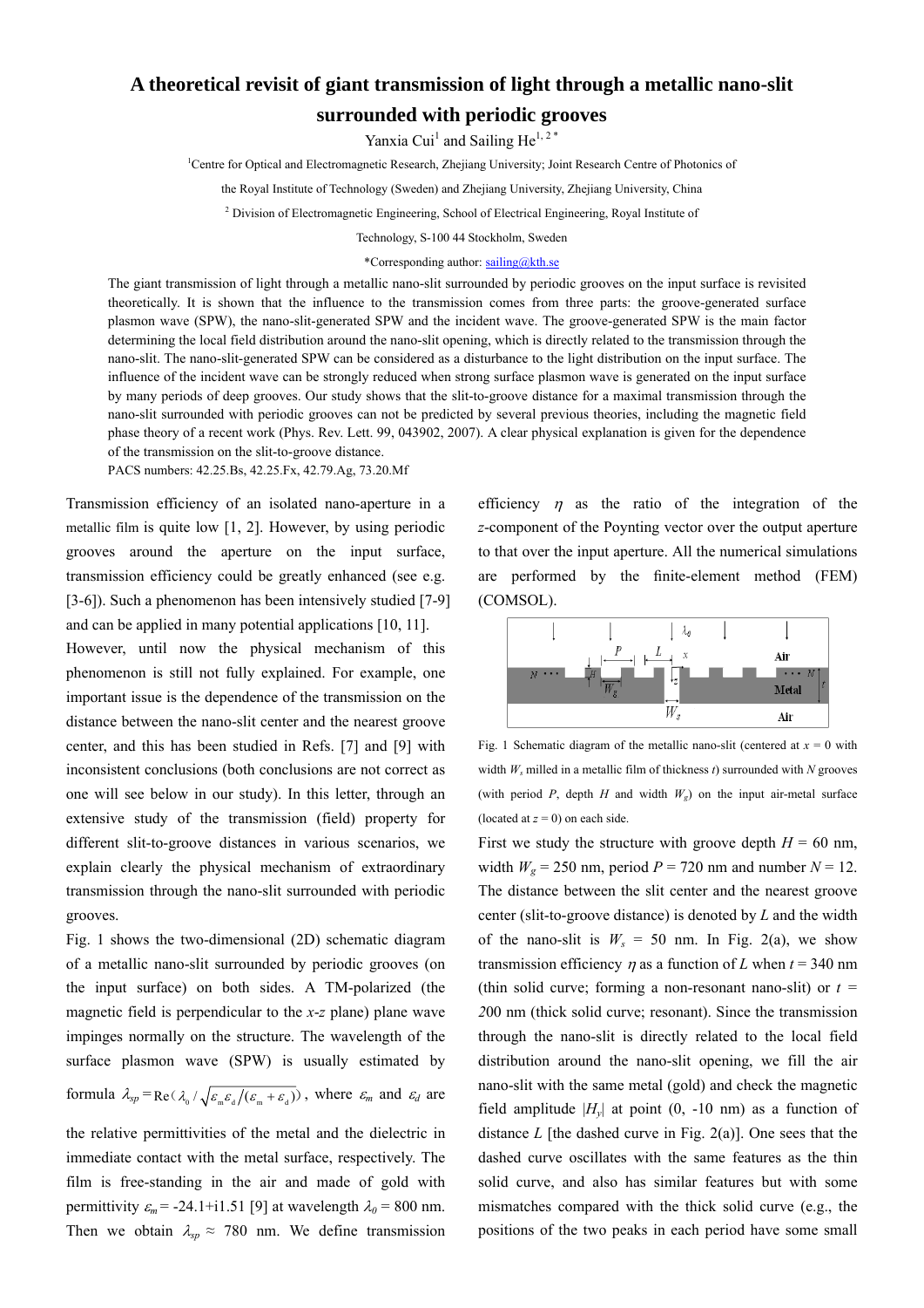# A theoretical revisit of giant transmission of light through a metallic nano-slit surrounded with periodic grooves

Yanxia Cui[1] and Sailing He[1, 2 *]

[1]Centre for Optical and Electromagnetic Research, Zhejiang University; Joint Research Centre of Photonics of the Royal Institute of Technology (Sweden) and Zhejiang University, Zhejiang University, China

[2] Division of Electromagnetic Engineering, School of Electrical Engineering, Royal Institute of Technology, S-100 44 Stockholm, Sweden

*Corresponding author: sailing@kth.se

The giant transmission of light through a metallic nano-slit surrounded by periodic grooves on the input surface is revisited theoretically. It is shown that the influence to the transmission comes from three parts: the groove-generated surface plasmon wave (SPW), the nano-slit-generated SPW and the incident wave. The groove-generated SPW is the main factor determining the local field distribution around the nano-slit opening, which is directly related to the transmission through the nano-slit. The nano-slit-generated SPW can be considered as a disturbance to the light distribution on the input surface. The influence of the incident wave can be strongly reduced when strong surface plasmon wave is generated on the input surface by many periods of deep grooves. Our study shows that the slit-to-groove distance for a maximal transmission through the nano-slit surrounded with periodic grooves can not be predicted by several previous theories, including the magnetic field phase theory of a recent work (Phys. Rev. Lett. 99, 043902, 2007). A clear physical explanation is given for the dependence of the transmission on the slit-to-groove distance.

PACS numbers: 42.25.Bs, 42.25.Fx, 42.79.Ag, 73.20.Mf

Transmission efficiency of an isolated nano-aperture in a metallic film is quite low [1, 2]. However, by using periodic grooves around the aperture on the input surface, transmission efficiency could be greatly enhanced (see e.g. [3-6]). Such a phenomenon has been intensively studied [7-9] and can be applied in many potential applications [10, 11].

However, until now the physical mechanism of this phenomenon is still not fully explained. For example, one important issue is the dependence of the transmission on the distance between the nano-slit center and the nearest groove center, and this has been studied in Refs. [7] and [9] with inconsistent conclusions (both conclusions are not correct as one will see below in our study). In this letter, through an extensive study of the transmission (field) property for different slit-to-groove distances in various scenarios, we explain clearly the physical mechanism of extraordinary transmission through the nano-slit surrounded with periodic grooves.

Fig. 1 shows the two-dimensional (2D) schematic diagram of a metallic nano-slit surrounded by periodic grooves (on the input surface) on both sides. A TM-polarized (the magnetic field is perpendicular to the *x*-*z* plane) plane wave impinges normally on the structure. The wavelength of the surface plasmon wave (SPW) is usually estimated by formula $\lambda_{sp} = \mathrm{Re}(\lambda_0 / \sqrt{\varepsilon_m \varepsilon_d / (\varepsilon_m + \varepsilon_d)})$, where $\varepsilon_m$ and $\varepsilon_d$ are the relative permittivities of the metal and the dielectric in immediate contact with the metal surface, respectively. The film is free-standing in the air and made of gold with permittivity $\varepsilon_m = -24.1+i1.51$ [9] at wavelength $\lambda_0 = 800$ nm. Then we obtain $\lambda_{sp} \approx 780$ nm. We define transmission efficiency $\eta$ as the ratio of the integration of the *z*-component of the Poynting vector over the output aperture to that over the input aperture. All the numerical simulations are performed by the finite-element method (FEM) (COMSOL).

Fig. 1 Schematic diagram of the metallic nano-slit (centered at $x = 0$ with width $W_s$ milled in a metallic film of thickness $t$) surrounded with $N$ grooves (with period $P$, depth $H$ and width $W_g$) on the input air-metal surface (located at $z = 0$) on each side.

First we study the structure with groove depth $H = 60$ nm, width $W_g = 250$ nm, period $P = 720$ nm and number $N = 12$. The distance between the slit center and the nearest groove center (slit-to-groove distance) is denoted by $L$ and the width of the nano-slit is $W_s = 50$ nm. In Fig. 2(a), we show transmission efficiency $\eta$ as a function of $L$ when $t = 340$ nm (thin solid curve; forming a non-resonant nano-slit) or $t = 200$ nm (thick solid curve; resonant). Since the transmission through the nano-slit is directly related to the local field distribution around the nano-slit opening, we fill the air nano-slit with the same metal (gold) and check the magnetic field amplitude $|H_y|$ at point (0, -10 nm) as a function of distance $L$ [the dashed curve in Fig. 2(a)]. One sees that the dashed curve oscillates with the same features as the thin solid curve, and also has similar features but with some mismatches compared with the thick solid curve (e.g., the positions of the two peaks in each period have some small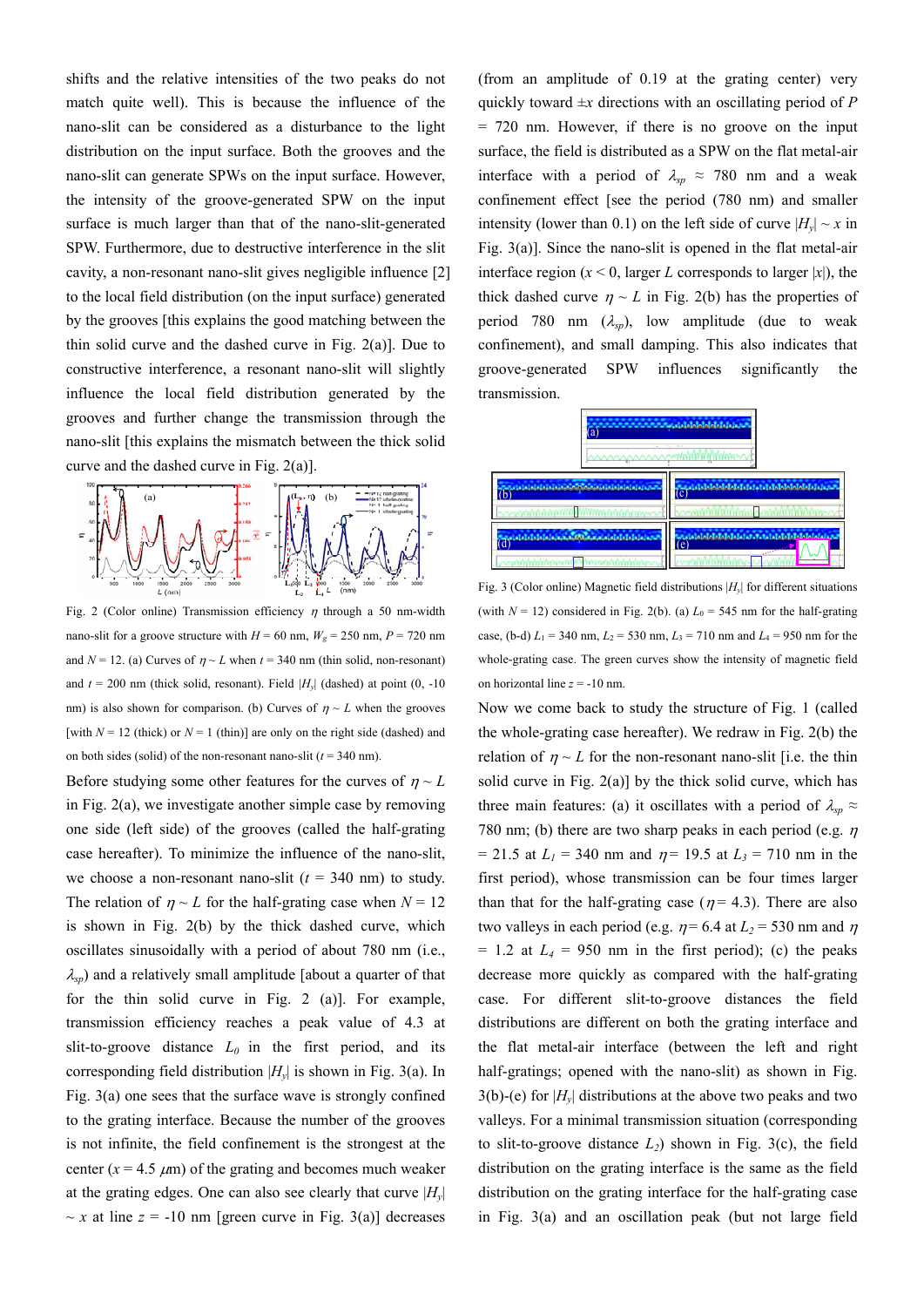shifts and the relative intensities of the two peaks do not match quite well). This is because the influence of the nano-slit can be considered as a disturbance to the light distribution on the input surface. Both the grooves and the nano-slit can generate SPWs on the input surface. However, the intensity of the groove-generated SPW on the input surface is much larger than that of the nano-slit-generated SPW. Furthermore, due to destructive interference in the slit cavity, a non-resonant nano-slit gives negligible influence [2] to the local field distribution (on the input surface) generated by the grooves [this explains the good matching between the thin solid curve and the dashed curve in Fig. 2(a)]. Due to constructive interference, a resonant nano-slit will slightly influence the local field distribution generated by the grooves and further change the transmission through the nano-slit [this explains the mismatch between the thick solid curve and the dashed curve in Fig. 2(a)].

Fig. 2 (Color online) Transmission efficiency $\eta$ through a 50 nm-width nano-slit for a groove structure with $H$ = 60 nm, $W_g$ = 250 nm, $P$ = 720 nm and $N$ = 12. (a) Curves of $\eta \sim L$ when $t$ = 340 nm (thin solid, non-resonant) and $t$ = 200 nm (thick solid, resonant). Field $|H_y|$ (dashed) at point (0, -10 nm) is also shown for comparison. (b) Curves of $\eta \sim L$ when the grooves [with $N$ = 12 (thick) or $N$ = 1 (thin)] are only on the right side (dashed) and on both sides (solid) of the non-resonant nano-slit ($t$ = 340 nm).

Before studying some other features for the curves of $\eta \sim L$ in Fig. 2(a), we investigate another simple case by removing one side (left side) of the grooves (called the half-grating case hereafter). To minimize the influence of the nano-slit, we choose a non-resonant nano-slit ($t$ = 340 nm) to study. The relation of $\eta \sim L$ for the half-grating case when $N$ = 12 is shown in Fig. 2(b) by the thick dashed curve, which oscillates sinusoidally with a period of about 780 nm (i.e., $\lambda_{sp}$) and a relatively small amplitude [about a quarter of that for the thin solid curve in Fig. 2 (a)]. For example, transmission efficiency reaches a peak value of 4.3 at slit-to-groove distance $L_0$ in the first period, and its corresponding field distribution $|H_y|$ is shown in Fig. 3(a). In Fig. 3(a) one sees that the surface wave is strongly confined to the grating interface. Because the number of the grooves is not infinite, the field confinement is the strongest at the center ($x$ = 4.5 $\mu$m) of the grating and becomes much weaker at the grating edges. One can also see clearly that curve $|H_y| \sim x$ at line $z$ = -10 nm [green curve in Fig. 3(a)] decreases (from an amplitude of 0.19 at the grating center) very quickly toward $\pm x$ directions with an oscillating period of $P$ = 720 nm. However, if there is no groove on the input surface, the field is distributed as a SPW on the flat metal-air interface with a period of $\lambda_{sp} \approx$ 780 nm and a weak confinement effect [see the period (780 nm) and smaller intensity (lower than 0.1) on the left side of curve $|H_y| \sim x$ in Fig. 3(a)]. Since the nano-slit is opened in the flat metal-air interface region ($x$ < 0, larger $L$ corresponds to larger $|x|$), the thick dashed curve $\eta \sim L$ in Fig. 2(b) has the properties of period 780 nm ($\lambda_{sp}$), low amplitude (due to weak confinement), and small damping. This also indicates that groove-generated SPW influences significantly the transmission.

Fig. 3 (Color online) Magnetic field distributions $|H_y|$ for different situations (with $N$ = 12) considered in Fig. 2(b). (a) $L_0$ = 545 nm for the half-grating case, (b-d) $L_1$ = 340 nm, $L_2$ = 530 nm, $L_3$ = 710 nm and $L_4$ = 950 nm for the whole-grating case. The green curves show the intensity of magnetic field on horizontal line $z$ = -10 nm.

Now we come back to study the structure of Fig. 1 (called the whole-grating case hereafter). We redraw in Fig. 2(b) the relation of $\eta \sim L$ for the non-resonant nano-slit [i.e. the thin solid curve in Fig. 2(a)] by the thick solid curve, which has three main features: (a) it oscillates with a period of $\lambda_{sp} \approx$ 780 nm; (b) there are two sharp peaks in each period (e.g. $\eta$ = 21.5 at $L_1$ = 340 nm and $\eta$ = 19.5 at $L_3$ = 710 nm in the first period), whose transmission can be four times larger than that for the half-grating case ($\eta$ = 4.3). There are also two valleys in each period (e.g. $\eta$ = 6.4 at $L_2$ = 530 nm and $\eta$ = 1.2 at $L_4$ = 950 nm in the first period); (c) the peaks decrease more quickly as compared with the half-grating case. For different slit-to-groove distances the field distributions are different on both the grating interface and the flat metal-air interface (between the left and right half-gratings; opened with the nano-slit) as shown in Fig. 3(b)-(e) for $|H_y|$ distributions at the above two peaks and two valleys. For a minimal transmission situation (corresponding to slit-to-groove distance $L_2$) shown in Fig. 3(c), the field distribution on the grating interface is the same as the field distribution on the grating interface for the half-grating case in Fig. 3(a) and an oscillation peak (but not large field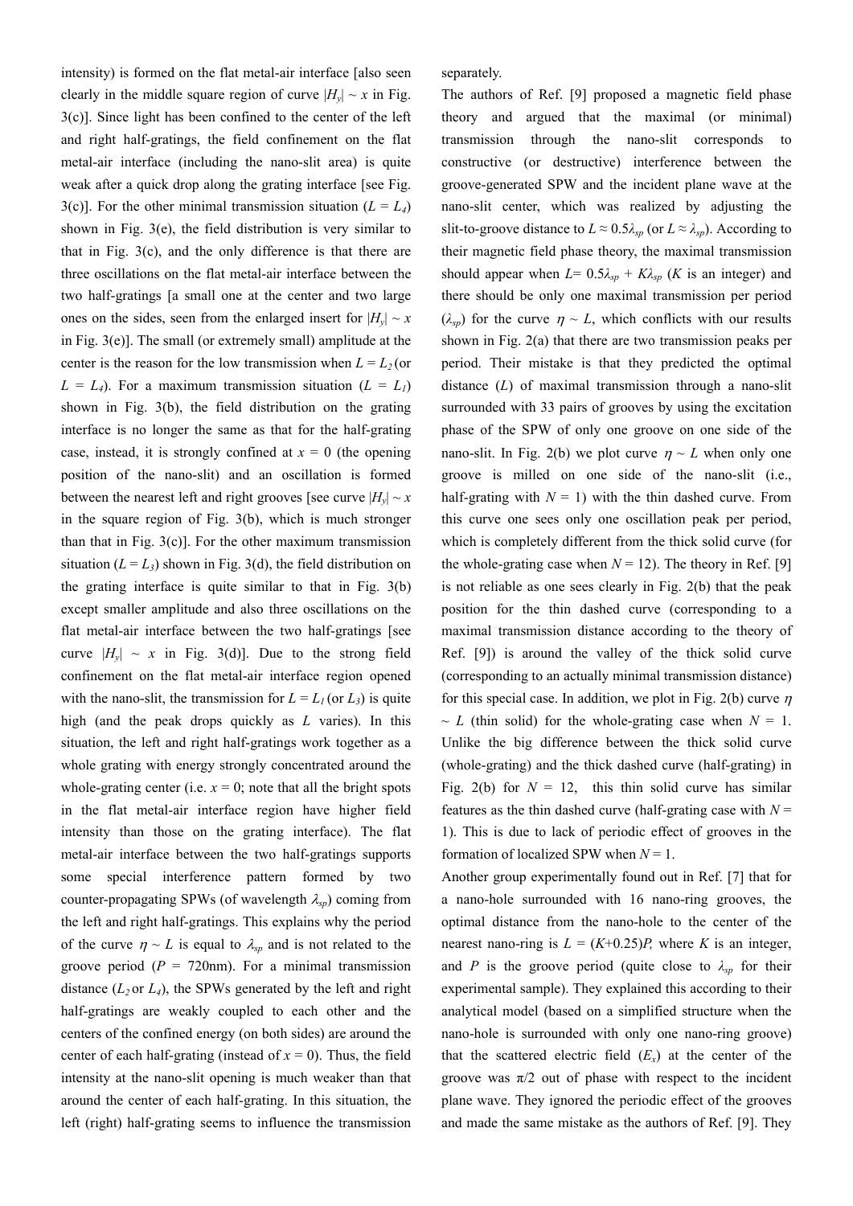intensity) is formed on the flat metal-air interface [also seen clearly in the middle square region of curve $|H_y| \sim x$ in Fig. 3(c)]. Since light has been confined to the center of the left and right half-gratings, the field confinement on the flat metal-air interface (including the nano-slit area) is quite weak after a quick drop along the grating interface [see Fig. 3(c)]. For the other minimal transmission situation ($L = L_4$) shown in Fig. 3(e), the field distribution is very similar to that in Fig. 3(c), and the only difference is that there are three oscillations on the flat metal-air interface between the two half-gratings [a small one at the center and two large ones on the sides, seen from the enlarged insert for $|H_y| \sim x$ in Fig. 3(e)]. The small (or extremely small) amplitude at the center is the reason for the low transmission when $L = L_2$ (or $L = L_4$). For a maximum transmission situation ($L = L_1$) shown in Fig. 3(b), the field distribution on the grating interface is no longer the same as that for the half-grating case, instead, it is strongly confined at $x = 0$ (the opening position of the nano-slit) and an oscillation is formed between the nearest left and right grooves [see curve $|H_y| \sim x$ in the square region of Fig. 3(b), which is much stronger than that in Fig. 3(c)]. For the other maximum transmission situation ($L = L_3$) shown in Fig. 3(d), the field distribution on the grating interface is quite similar to that in Fig. 3(b) except smaller amplitude and also three oscillations on the flat metal-air interface between the two half-gratings [see curve $|H_y| \sim x$ in Fig. 3(d)]. Due to the strong field confinement on the flat metal-air interface region opened with the nano-slit, the transmission for $L = L_1$ (or $L_3$) is quite high (and the peak drops quickly as $L$ varies). In this situation, the left and right half-gratings work together as a whole grating with energy strongly concentrated around the whole-grating center (i.e. $x = 0$; note that all the bright spots in the flat metal-air interface region have higher field intensity than those on the grating interface). The flat metal-air interface between the two half-gratings supports some special interference pattern formed by two counter-propagating SPWs (of wavelength $\lambda_{sp}$) coming from the left and right half-gratings. This explains why the period of the curve $\eta \sim L$ is equal to $\lambda_{sp}$ and is not related to the groove period ($P$ = 720nm). For a minimal transmission distance ($L_2$ or $L_4$), the SPWs generated by the left and right half-gratings are weakly coupled to each other and the centers of the confined energy (on both sides) are around the center of each half-grating (instead of $x = 0$). Thus, the field intensity at the nano-slit opening is much weaker than that around the center of each half-grating. In this situation, the left (right) half-grating seems to influence the transmission separately.

The authors of Ref. [9] proposed a magnetic field phase theory and argued that the maximal (or minimal) transmission through the nano-slit corresponds to constructive (or destructive) interference between the groove-generated SPW and the incident plane wave at the nano-slit center, which was realized by adjusting the slit-to-groove distance to $L \approx 0.5\lambda_{sp}$ (or $L \approx \lambda_{sp}$). According to their magnetic field phase theory, the maximal transmission should appear when $L = 0.5\lambda_{sp} + K\lambda_{sp}$ ($K$ is an integer) and there should be only one maximal transmission per period ($\lambda_{sp}$) for the curve $\eta \sim L$, which conflicts with our results shown in Fig. 2(a) that there are two transmission peaks per period. Their mistake is that they predicted the optimal distance ($L$) of maximal transmission through a nano-slit surrounded with 33 pairs of grooves by using the excitation phase of the SPW of only one groove on one side of the nano-slit. In Fig. 2(b) we plot curve $\eta \sim L$ when only one groove is milled on one side of the nano-slit (i.e., half-grating with $N = 1$) with the thin dashed curve. From this curve one sees only one oscillation peak per period, which is completely different from the thick solid curve (for the whole-grating case when $N = 12$). The theory in Ref. [9] is not reliable as one sees clearly in Fig. 2(b) that the peak position for the thin dashed curve (corresponding to a maximal transmission distance according to the theory of Ref. [9]) is around the valley of the thick solid curve (corresponding to an actually minimal transmission distance) for this special case. In addition, we plot in Fig. 2(b) curve $\eta \sim L$ (thin solid) for the whole-grating case when $N = 1$. Unlike the big difference between the thick solid curve (whole-grating) and the thick dashed curve (half-grating) in Fig. 2(b) for $N = 12$, this thin solid curve has similar features as the thin dashed curve (half-grating case with $N = 1$). This is due to lack of periodic effect of grooves in the formation of localized SPW when $N = 1$.

Another group experimentally found out in Ref. [7] that for a nano-hole surrounded with 16 nano-ring grooves, the optimal distance from the nano-hole to the center of the nearest nano-ring is $L = (K+0.25)P$, where $K$ is an integer, and $P$ is the groove period (quite close to $\lambda_{sp}$ for their experimental sample). They explained this according to their analytical model (based on a simplified structure when the nano-hole is surrounded with only one nano-ring groove) that the scattered electric field ($E_x$) at the center of the groove was $\pi/2$ out of phase with respect to the incident plane wave. They ignored the periodic effect of the grooves and made the same mistake as the authors of Ref. [9]. They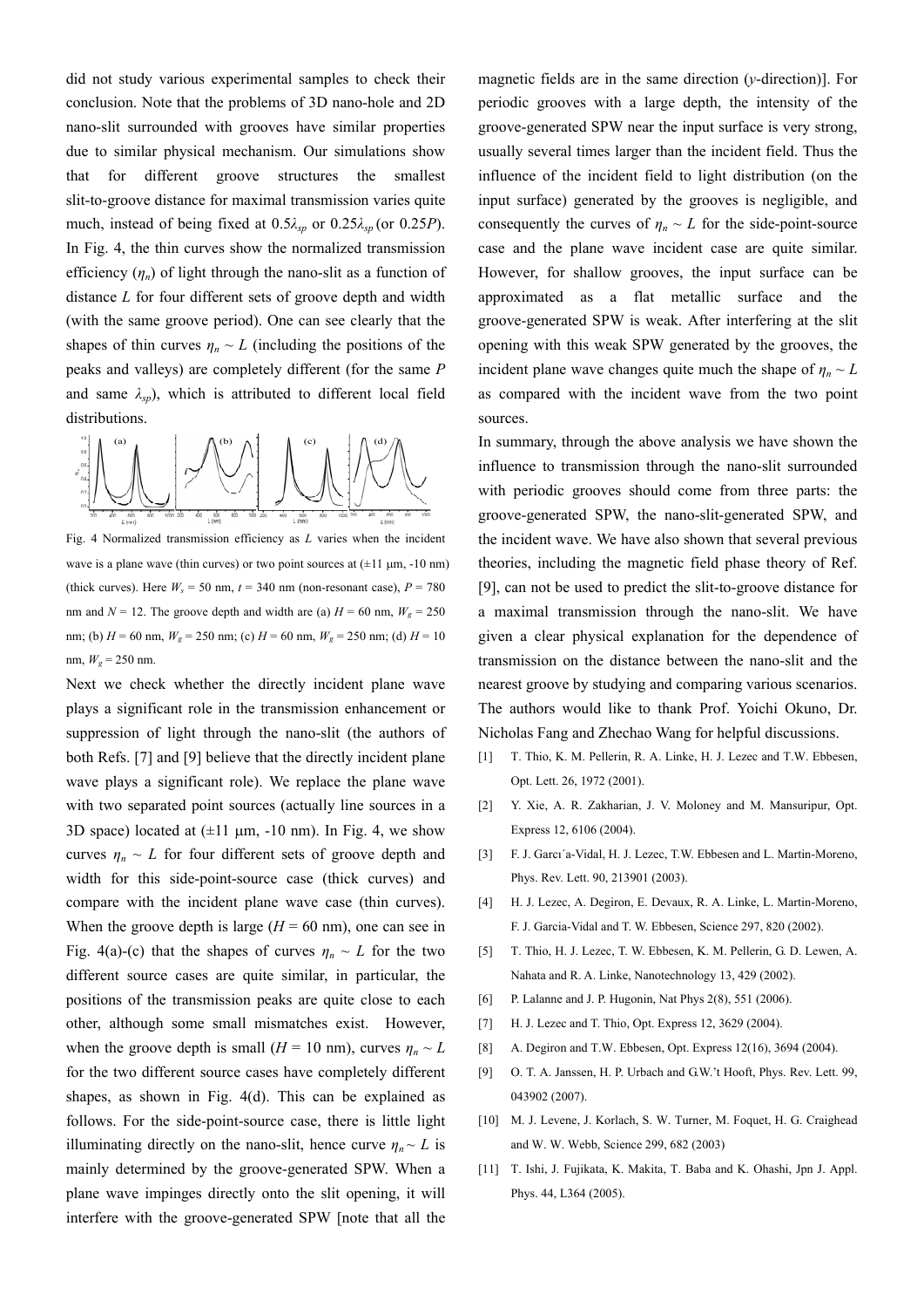did not study various experimental samples to check their conclusion. Note that the problems of 3D nano-hole and 2D nano-slit surrounded with grooves have similar properties due to similar physical mechanism. Our simulations show that for different groove structures the smallest slit-to-groove distance for maximal transmission varies quite much, instead of being fixed at $0.5\lambda_{sp}$ or $0.25\lambda_{sp}$ (or $0.25P$). In Fig. 4, the thin curves show the normalized transmission efficiency ($\eta_n$) of light through the nano-slit as a function of distance $L$ for four different sets of groove depth and width (with the same groove period). One can see clearly that the shapes of thin curves $\eta_n \sim L$ (including the positions of the peaks and valleys) are completely different (for the same $P$ and same $\lambda_{sp}$), which is attributed to different local field distributions.

(a) (b) (c) (d)

Fig. 4 Normalized transmission efficiency as $L$ varies when the incident wave is a plane wave (thin curves) or two point sources at (±11 μm, -10 nm) (thick curves). Here $W_s$ = 50 nm, $t$ = 340 nm (non-resonant case), $P$ = 780 nm and $N$ = 12. The groove depth and width are (a) $H$ = 60 nm, $W_g$ = 250 nm; (b) $H$ = 60 nm, $W_g$ = 250 nm; (c) $H$ = 60 nm, $W_g$ = 250 nm; (d) $H$ = 10 nm, $W_g$ = 250 nm.

Next we check whether the directly incident plane wave plays a significant role in the transmission enhancement or suppression of light through the nano-slit (the authors of both Refs. [7] and [9] believe that the directly incident plane wave plays a significant role). We replace the plane wave with two separated point sources (actually line sources in a 3D space) located at (±11 μm, -10 nm). In Fig. 4, we show curves $\eta_n \sim L$ for four different sets of groove depth and width for this side-point-source case (thick curves) and compare with the incident plane wave case (thin curves). When the groove depth is large ($H$ = 60 nm), one can see in Fig. 4(a)-(c) that the shapes of curves $\eta_n \sim L$ for the two different source cases are quite similar, in particular, the positions of the transmission peaks are quite close to each other, although some small mismatches exist. However, when the groove depth is small ($H$ = 10 nm), curves $\eta_n \sim L$ for the two different source cases have completely different shapes, as shown in Fig. 4(d). This can be explained as follows. For the side-point-source case, there is little light illuminating directly on the nano-slit, hence curve $\eta_n \sim L$ is mainly determined by the groove-generated SPW. When a plane wave impinges directly onto the slit opening, it will interfere with the groove-generated SPW [note that all the magnetic fields are in the same direction ($y$-direction)]. For periodic grooves with a large depth, the intensity of the groove-generated SPW near the input surface is very strong, usually several times larger than the incident field. Thus the influence of the incident field to light distribution (on the input surface) generated by the grooves is negligible, and consequently the curves of $\eta_n \sim L$ for the side-point-source case and the plane wave incident case are quite similar. However, for shallow grooves, the input surface can be approximated as a flat metallic surface and the groove-generated SPW is weak. After interfering at the slit opening with this weak SPW generated by the grooves, the incident plane wave changes quite much the shape of $\eta_n \sim L$ as compared with the incident wave from the two point sources.

In summary, through the above analysis we have shown the influence to transmission through the nano-slit surrounded with periodic grooves should come from three parts: the groove-generated SPW, the nano-slit-generated SPW, and the incident wave. We have also shown that several previous theories, including the magnetic field phase theory of Ref. [9], can not be used to predict the slit-to-groove distance for a maximal transmission through the nano-slit. We have given a clear physical explanation for the dependence of transmission on the distance between the nano-slit and the nearest groove by studying and comparing various scenarios.

The authors would like to thank Prof. Yoichi Okuno, Dr. Nicholas Fang and Zhechao Wang for helpful discussions.

[1] T. Thio, K. M. Pellerin, R. A. Linke, H. J. Lezec and T.W. Ebbesen, Opt. Lett. 26, 1972 (2001).

[2] Y. Xie, A. R. Zakharian, J. V. Moloney and M. Mansuripur, Opt. Express 12, 6106 (2004).

[3] F. J. Garcı´a-Vidal, H. J. Lezec, T.W. Ebbesen and L. Martin-Moreno, Phys. Rev. Lett. 90, 213901 (2003).

[4] H. J. Lezec, A. Degiron, E. Devaux, R. A. Linke, L. Martin-Moreno, F. J. Garcia-Vidal and T. W. Ebbesen, Science 297, 820 (2002).

[5] T. Thio, H. J. Lezec, T. W. Ebbesen, K. M. Pellerin, G. D. Lewen, A. Nahata and R. A. Linke, Nanotechnology 13, 429 (2002).

[6] P. Lalanne and J. P. Hugonin, Nat Phys 2(8), 551 (2006).

[7] H. J. Lezec and T. Thio, Opt. Express 12, 3629 (2004).

[8] A. Degiron and T.W. Ebbesen, Opt. Express 12(16), 3694 (2004).

[9] O. T. A. Janssen, H. P. Urbach and G.W.'t Hooft, Phys. Rev. Lett. 99, 043902 (2007).

[10] M. J. Levene, J. Korlach, S. W. Turner, M. Foquet, H. G. Craighead and W. W. Webb, Science 299, 682 (2003)

[11] T. Ishi, J. Fujikata, K. Makita, T. Baba and K. Ohashi, Jpn J. Appl. Phys. 44, L364 (2005).